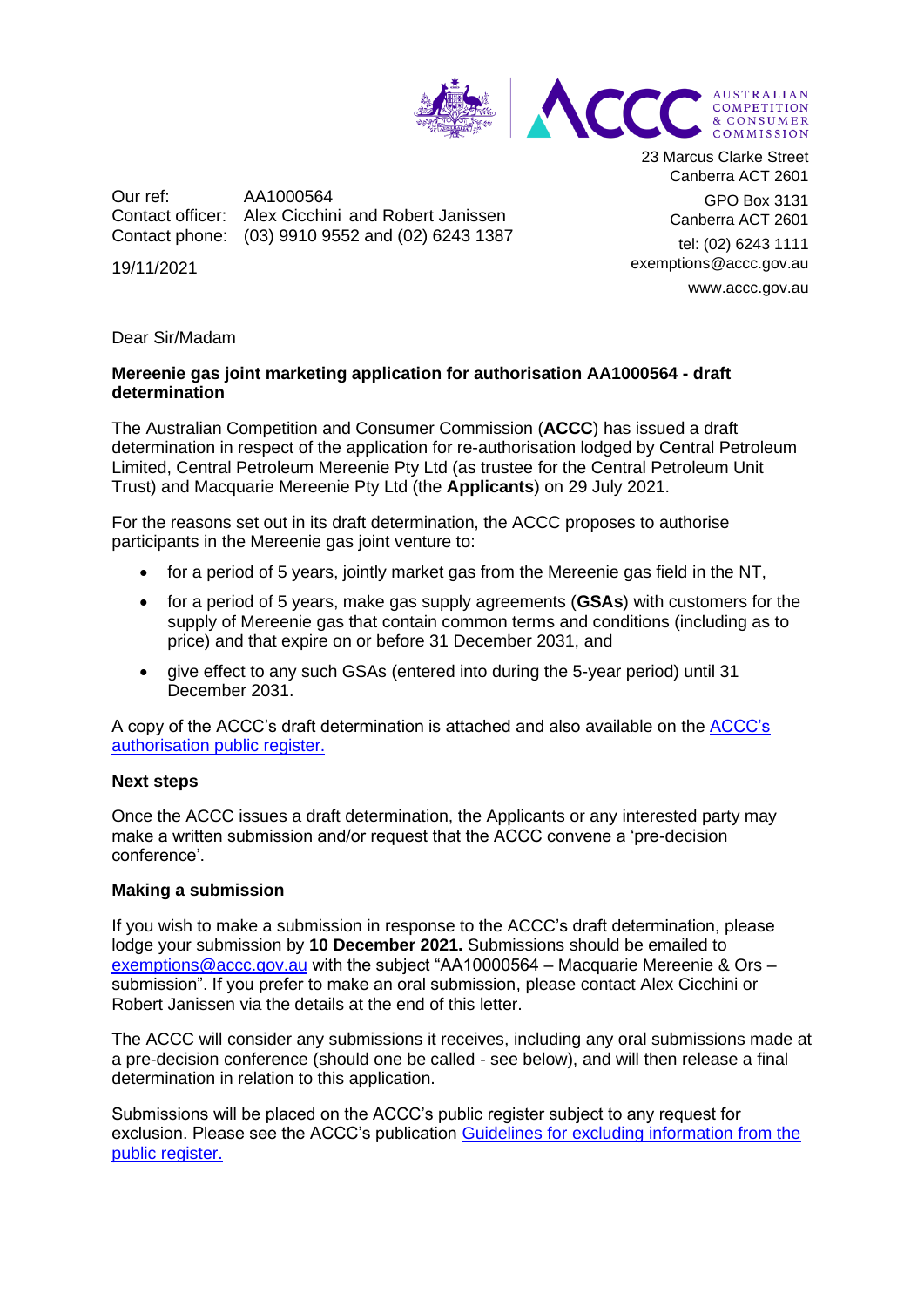AUSTRALIAN COMPETITION & CONSUMER COMMISSION

23 Marcus Clarke Street
Canberra ACT 2601

GPO Box 3131
Canberra ACT 2601

tel: (02) 6243 1111
exemptions@accc.gov.au

www.accc.gov.au

Our ref: AA1000564
Contact officer: Alex Cicchini and Robert Janissen
Contact phone: (03) 9910 9552 and (02) 6243 1387

19/11/2021

Dear Sir/Madam

**Mereenie gas joint marketing application for authorisation AA1000564 - draft determination**

The Australian Competition and Consumer Commission (**ACCC**) has issued a draft determination in respect of the application for re-authorisation lodged by Central Petroleum Limited, Central Petroleum Mereenie Pty Ltd (as trustee for the Central Petroleum Unit Trust) and Macquarie Mereenie Pty Ltd (the **Applicants**) on 29 July 2021.

For the reasons set out in its draft determination, the ACCC proposes to authorise participants in the Mereenie gas joint venture to:

- for a period of 5 years, jointly market gas from the Mereenie gas field in the NT,
- for a period of 5 years, make gas supply agreements (**GSAs**) with customers for the supply of Mereenie gas that contain common terms and conditions (including as to price) and that expire on or before 31 December 2031, and
- give effect to any such GSAs (entered into during the 5-year period) until 31 December 2031.

A copy of the ACCC's draft determination is attached and also available on the ACCC's authorisation public register.

**Next steps**

Once the ACCC issues a draft determination, the Applicants or any interested party may make a written submission and/or request that the ACCC convene a 'pre-decision conference'.

**Making a submission**

If you wish to make a submission in response to the ACCC's draft determination, please lodge your submission by **10 December 2021.** Submissions should be emailed to exemptions@accc.gov.au with the subject "AA10000564 – Macquarie Mereenie & Ors – submission". If you prefer to make an oral submission, please contact Alex Cicchini or Robert Janissen via the details at the end of this letter.

The ACCC will consider any submissions it receives, including any oral submissions made at a pre-decision conference (should one be called - see below), and will then release a final determination in relation to this application.

Submissions will be placed on the ACCC's public register subject to any request for exclusion. Please see the ACCC's publication Guidelines for excluding information from the public register.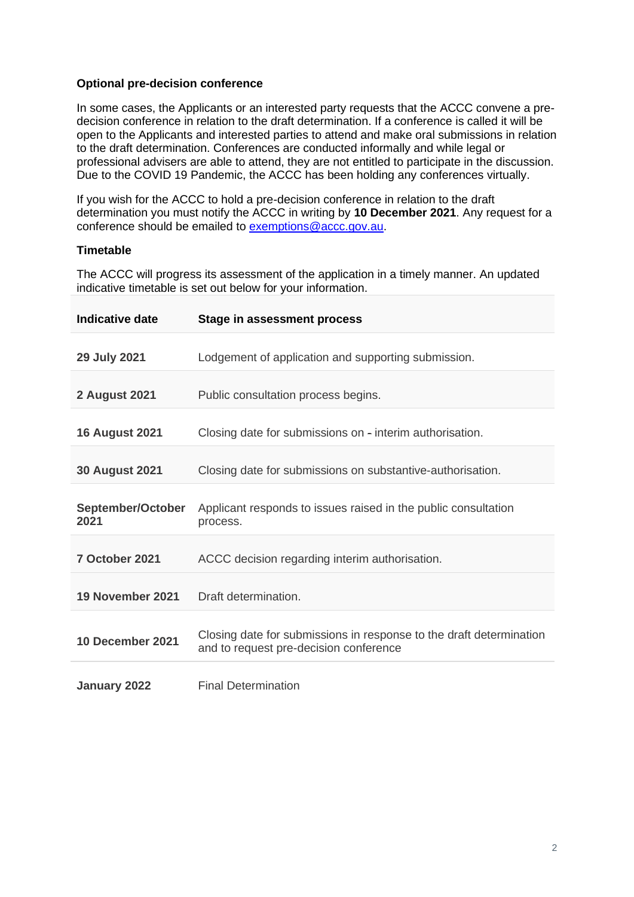**Optional pre-decision conference**

In some cases, the Applicants or an interested party requests that the ACCC convene a pre-decision conference in relation to the draft determination. If a conference is called it will be open to the Applicants and interested parties to attend and make oral submissions in relation to the draft determination. Conferences are conducted informally and while legal or professional advisers are able to attend, they are not entitled to participate in the discussion. Due to the COVID 19 Pandemic, the ACCC has been holding any conferences virtually.

If you wish for the ACCC to hold a pre-decision conference in relation to the draft determination you must notify the ACCC in writing by **10 December 2021**. Any request for a conference should be emailed to exemptions@accc.gov.au.

**Timetable**

The ACCC will progress its assessment of the application in a timely manner. An updated indicative timetable is set out below for your information.

| Indicative date | Stage in assessment process |
|---|---|
| **29 July 2021** | Lodgement of application and supporting submission. |
| **2 August 2021** | Public consultation process begins. |
| **16 August 2021** | Closing date for submissions on - interim authorisation. |
| **30 August 2021** | Closing date for submissions on substantive-authorisation. |
| **September/October 2021** | Applicant responds to issues raised in the public consultation process. |
| **7 October 2021** | ACCC decision regarding interim authorisation. |
| **19 November 2021** | Draft determination. |
| **10 December 2021** | Closing date for submissions in response to the draft determination and to request pre-decision conference |
| **January 2022** | Final Determination |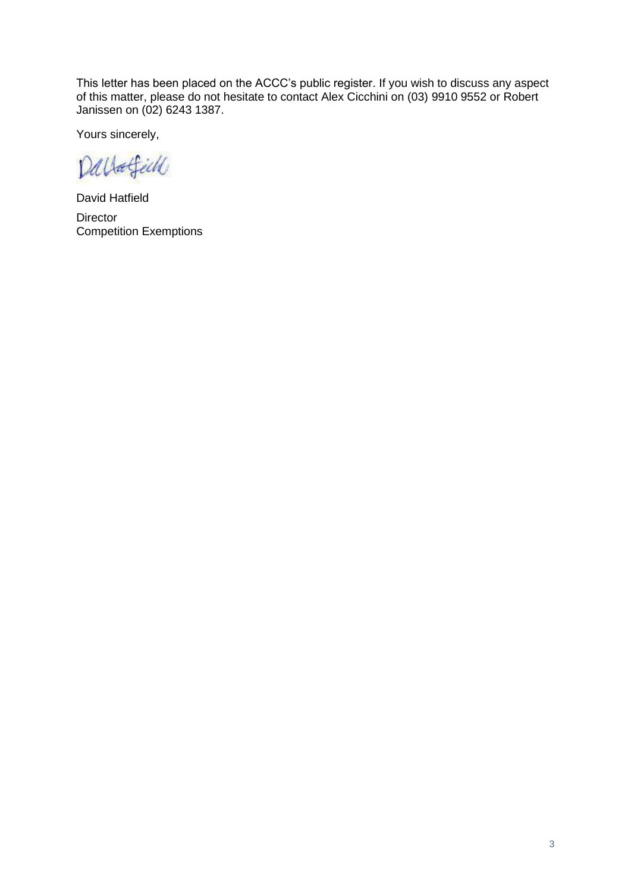This letter has been placed on the ACCC's public register. If you wish to discuss any aspect of this matter, please do not hesitate to contact Alex Cicchini on (03) 9910 9552 or Robert Janissen on (02) 6243 1387.

Yours sincerely,

David Hatfield

Director
Competition Exemptions